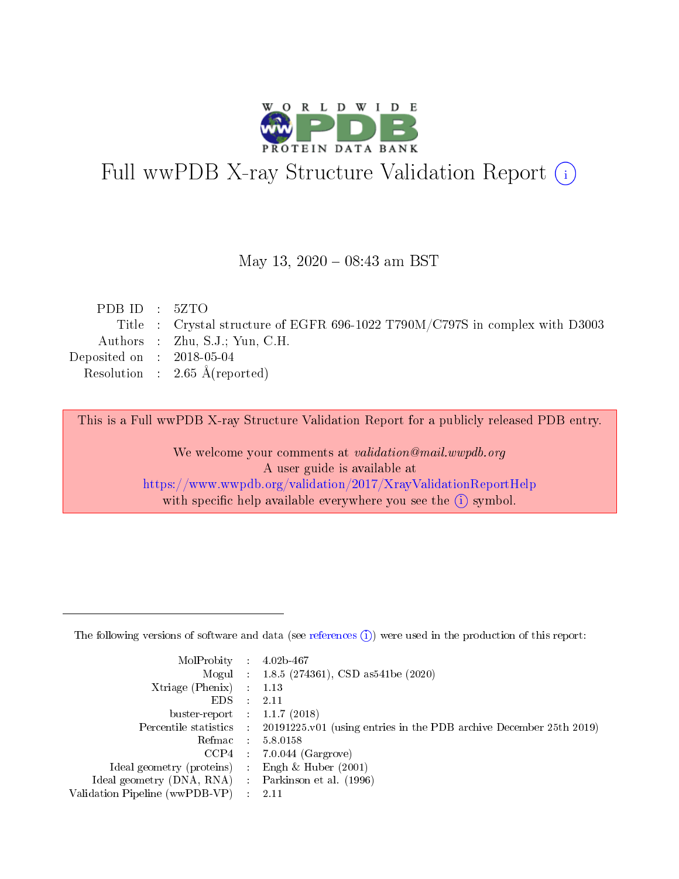# Full wwPDB X-ray Structure Validation Report (i)

May 13, 2020 – 08:43 am BST

| | | |
|---|---|---|
| PDB ID | : | 5ZTO |
| Title | : | Crystal structure of EGFR 696-1022 T790M/C797S in complex with D3003 |
| Authors | : | Zhu, S.J.; Yun, C.H. |
| Deposited on | : | 2018-05-04 |
| Resolution | : | 2.65 Å(reported) |

This is a Full wwPDB X-ray Structure Validation Report for a publicly released PDB entry.

We welcome your comments at *validation@mail.wwpdb.org*
A user guide is available at
https://www.wwpdb.org/validation/2017/XrayValidationReportHelp
with specific help available everywhere you see the (i) symbol.

---

The following versions of software and data (see references (i)) were used in the production of this report:

| | | |
|---|---|---|
| MolProbity | : | 4.02b-467 |
| Mogul | : | 1.8.5 (274361), CSD as541be (2020) |
| Xtriage (Phenix) | : | 1.13 |
| EDS | : | 2.11 |
| buster-report | : | 1.1.7 (2018) |
| Percentile statistics | : | 20191225.v01 (using entries in the PDB archive December 25th 2019) |
| Refmac | : | 5.8.0158 |
| CCP4 | : | 7.0.044 (Gargrove) |
| Ideal geometry (proteins) | : | Engh & Huber (2001) |
| Ideal geometry (DNA, RNA) | : | Parkinson et al. (1996) |
| Validation Pipeline (wwPDB-VP) | : | 2.11 |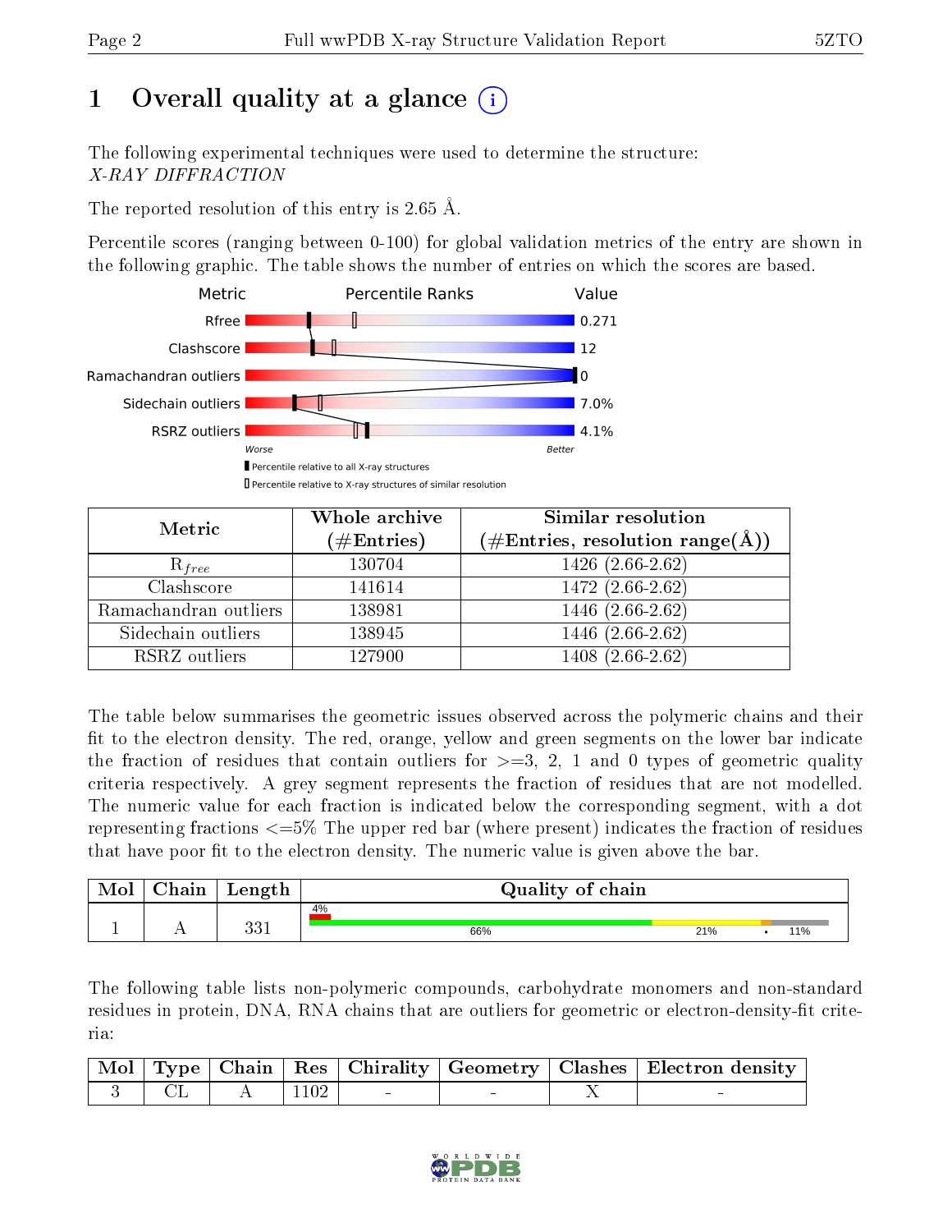# 1 Overall quality at a glance

The following experimental techniques were used to determine the structure: *X-RAY DIFFRACTION*

The reported resolution of this entry is 2.65 Å.

Percentile scores (ranging between 0-100) for global validation metrics of the entry are shown in the following graphic. The table shows the number of entries on which the scores are based.

| Metric | Value |
|---|---|
| Rfree | 0.271 |
| Clashscore | 12 |
| Ramachandran outliers | 0 |
| Sidechain outliers | 7.0% |
| RSRZ outliers | 4.1% |

Worse — Better

Percentile relative to all X-ray structures

Percentile relative to X-ray structures of similar resolution

| Metric | Whole archive (#Entries) | Similar resolution (#Entries, resolution range(Å)) |
|---|---|---|
| $R_{free}$ | 130704 | 1426 (2.66-2.62) |
| Clashscore | 141614 | 1472 (2.66-2.62) |
| Ramachandran outliers | 138981 | 1446 (2.66-2.62) |
| Sidechain outliers | 138945 | 1446 (2.66-2.62) |
| RSRZ outliers | 127900 | 1408 (2.66-2.62) |

The table below summarises the geometric issues observed across the polymeric chains and their fit to the electron density. The red, orange, yellow and green segments on the lower bar indicate the fraction of residues that contain outliers for >=3, 2, 1 and 0 types of geometric quality criteria respectively. A grey segment represents the fraction of residues that are not modelled. The numeric value for each fraction is indicated below the corresponding segment, with a dot representing fractions <=5% The upper red bar (where present) indicates the fraction of residues that have poor fit to the electron density. The numeric value is given above the bar.

| Mol | Chain | Length | Quality of chain |
|---|---|---|---|
| 1 | A | 331 | 4% / 66% / 21% / • / 11% |

The following table lists non-polymeric compounds, carbohydrate monomers and non-standard residues in protein, DNA, RNA chains that are outliers for geometric or electron-density-fit criteria:

| Mol | Type | Chain | Res | Chirality | Geometry | Clashes | Electron density |
|---|---|---|---|---|---|---|---|
| 3 | CL | A | 1102 | - | - | X | - |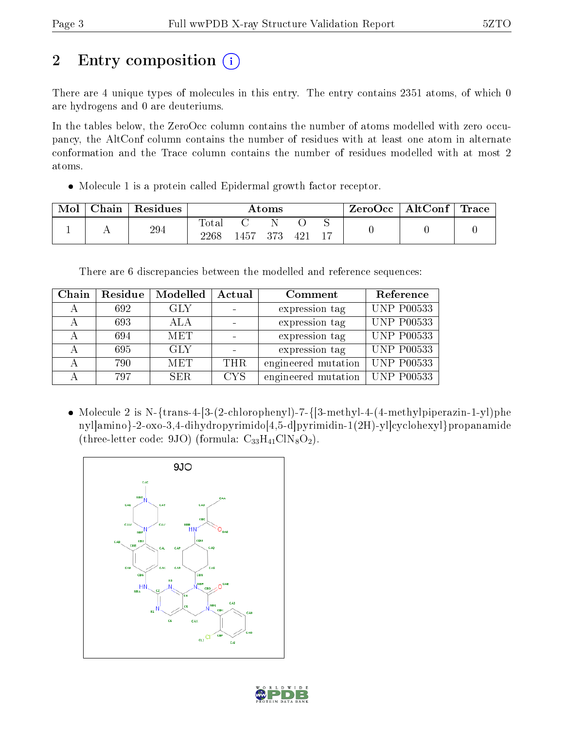# 2 Entry composition

There are 4 unique types of molecules in this entry. The entry contains 2351 atoms, of which 0 are hydrogens and 0 are deuteriums.

In the tables below, the ZeroOcc column contains the number of atoms modelled with zero occupancy, the AltConf column contains the number of residues with at least one atom in alternate conformation and the Trace column contains the number of residues modelled with at most 2 atoms.

- Molecule 1 is a protein called Epidermal growth factor receptor.

| Mol | Chain | Residues | Atoms | | | | | ZeroOcc | AltConf | Trace |
|---|---|---|---|---|---|---|---|---|---|---|
| 1 | A | 294 | Total<br>2268 | C<br>1457 | N<br>373 | O<br>421 | S<br>17 | 0 | 0 | 0 |

There are 6 discrepancies between the modelled and reference sequences:

| Chain | Residue | Modelled | Actual | Comment | Reference |
|---|---|---|---|---|---|
| A | 692 | GLY | - | expression tag | UNP P00533 |
| A | 693 | ALA | - | expression tag | UNP P00533 |
| A | 694 | MET | - | expression tag | UNP P00533 |
| A | 695 | GLY | - | expression tag | UNP P00533 |
| A | 790 | MET | THR | engineered mutation | UNP P00533 |
| A | 797 | SER | CYS | engineered mutation | UNP P00533 |

- Molecule 2 is N-{trans-4-[3-(2-chlorophenyl)-7-{[3-methyl-4-(4-methylpiperazin-1-yl)phenyl]amino}-2-oxo-3,4-dihydropyrimido[4,5-d]pyrimidin-1(2H)-yl]cyclohexyl}propanamide (three-letter code: 9JO) (formula: $C_{33}H_{41}ClN_8O_2$).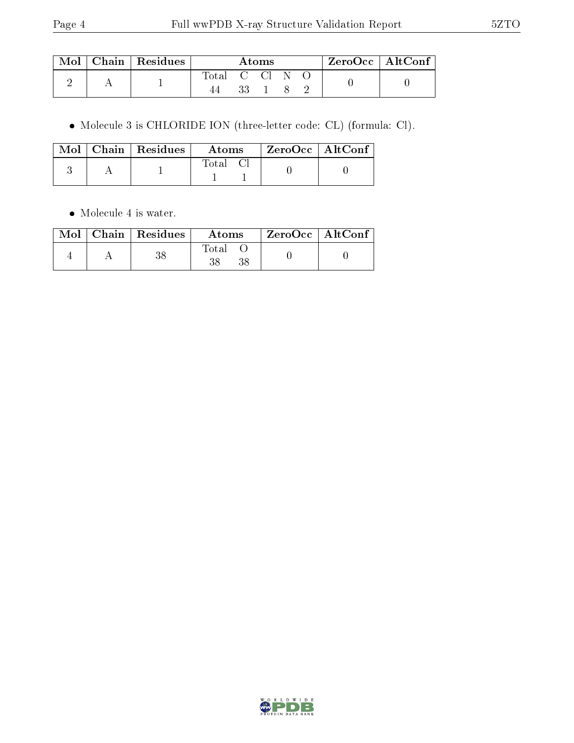| Mol | Chain | Residues | Atoms | | | | | ZeroOcc | AltConf |
|---|---|---|---|---|---|---|---|---|---|
| 2 | A | 1 | Total | C | Cl | N | O | 0 | 0 |
| | | | 44 | 33 | 1 | 8 | 2 | | |

- Molecule 3 is CHLORIDE ION (three-letter code: CL) (formula: Cl).

| Mol | Chain | Residues | Atoms | | ZeroOcc | AltConf |
|---|---|---|---|---|---|---|
| 3 | A | 1 | Total | Cl | 0 | 0 |
| | | | 1 | 1 | | |

- Molecule 4 is water.

| Mol | Chain | Residues | Atoms | | ZeroOcc | AltConf |
|---|---|---|---|---|---|---|
| 4 | A | 38 | Total | O | 0 | 0 |
| | | | 38 | 38 | | |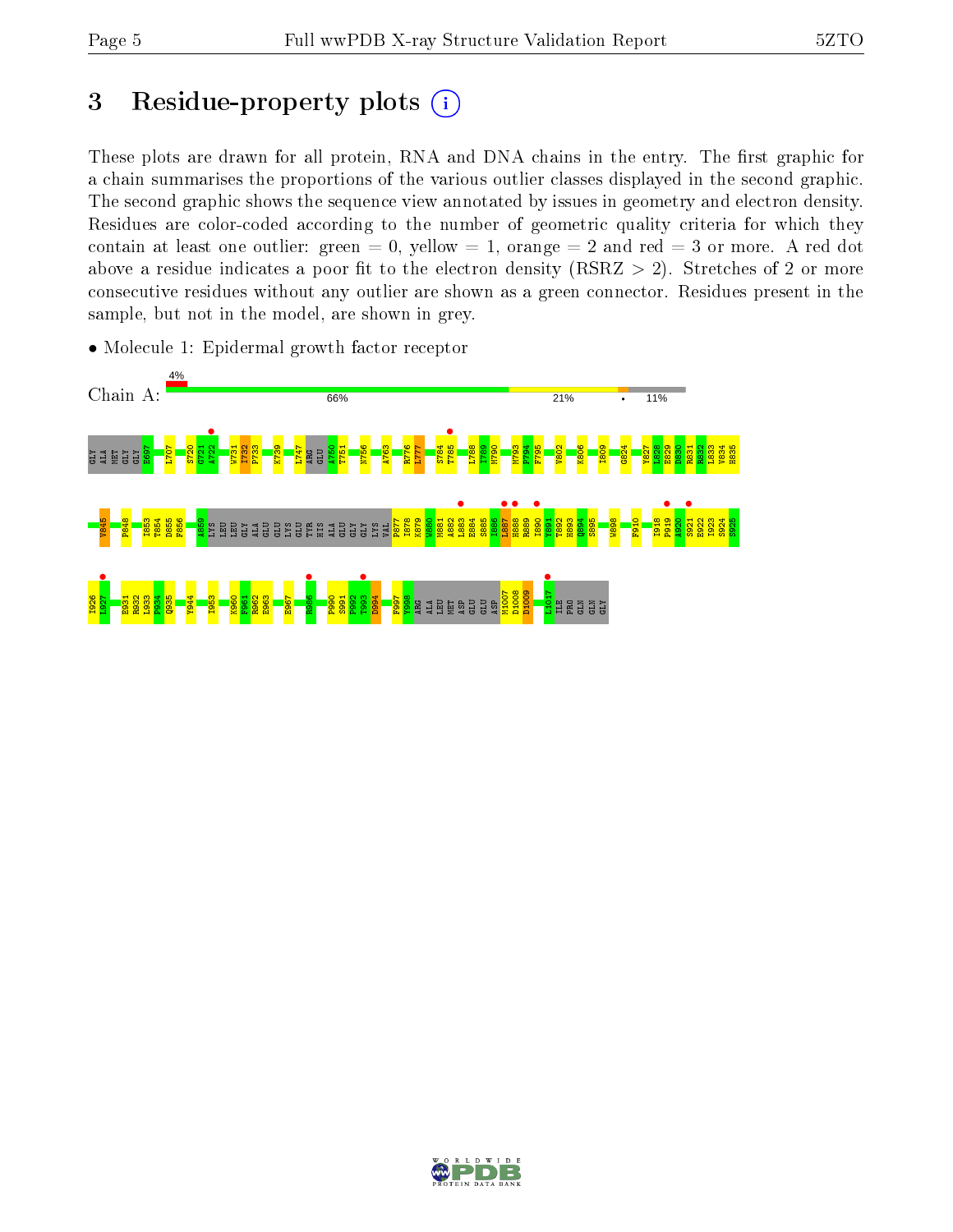# 3 Residue-property plots

These plots are drawn for all protein, RNA and DNA chains in the entry. The first graphic for a chain summarises the proportions of the various outlier classes displayed in the second graphic. The second graphic shows the sequence view annotated by issues in geometry and electron density. Residues are color-coded according to the number of geometric quality criteria for which they contain at least one outlier: green = 0, yellow = 1, orange = 2 and red = 3 or more. A red dot above a residue indicates a poor fit to the electron density (RSRZ > 2). Stretches of 2 or more consecutive residues without any outlier are shown as a green connector. Residues present in the sample, but not in the model, are shown in grey.

- Molecule 1: Epidermal growth factor receptor

Chain A: 4% | 66% | 21% | • | 11%

GLY ALA MET GLY GLY E697 L707 S720 G721 A722 W731 I732 P733 K739 L747 ARG GLU A750 T751 N756 A763 R776 L777 S784 T785 L788 I789 M790 M793 P794 F795 V802 K806 I809 G824 V827 L828 E829 D830 R831 R832 L833 V834 H835

V845 P848 I853 T854 D855 F856 A859 LYS LEU LEU GLY ALA GLU GLU LYS GLU TYR HIS ALA GLU GLY GLY LYS VAL P877 I878 K879 W880 M881 A882 L883 E884 S885 I886 L887 H888 R889 I890 Y891 T892 H893 Q894 S895 W898 F910 I918 P919 A920 S921 E922 I923 S924 S925

I926 L927 E931 R932 L933 P934 Q935 Y944 I953 K960 F961 R962 E963 E967 R986 P990 S991 P992 T993 D994 F997 Y998 ARG ALA LEU MET ASP GLU GLU ASP M1007 D1008 D1009 L1017 ILE PRO GLN GLN GLY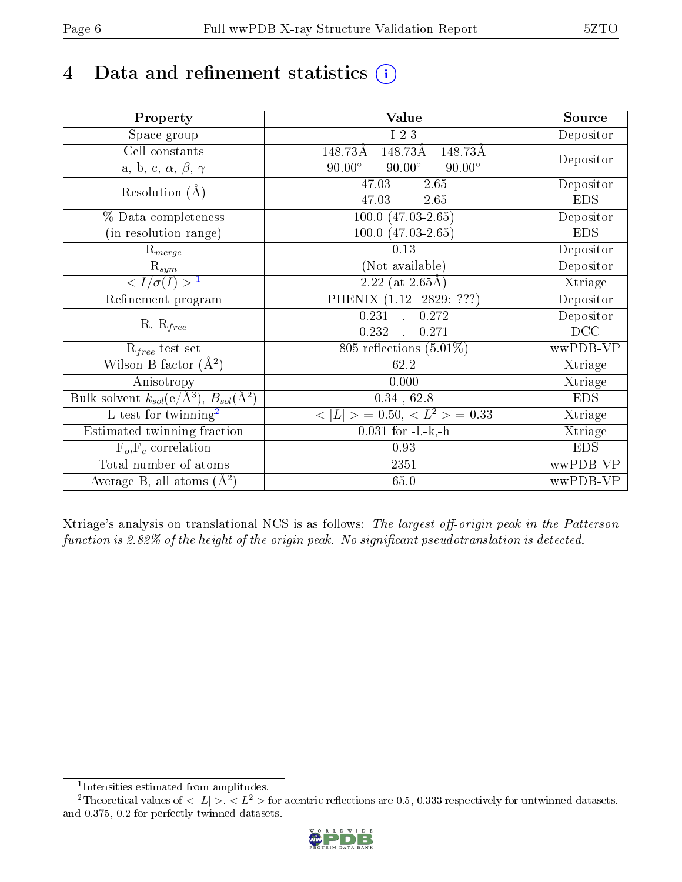# 4 Data and refinement statistics (i)

| Property | Value | Source |
|---|---|---|
| Space group | I 2 3 | Depositor |
| Cell constants<br>a, b, c, $\alpha$, $\beta$, $\gamma$ | 148.73Å 148.73Å 148.73Å<br>90.00° 90.00° 90.00° | Depositor |
| Resolution (Å) | 47.03 – 2.65<br>47.03 – 2.65 | Depositor<br>EDS |
| % Data completeness<br>(in resolution range) | 100.0 (47.03-2.65)<br>100.0 (47.03-2.65) | Depositor<br>EDS |
| $R_{merge}$ | 0.13 | Depositor |
| $R_{sym}$ | (Not available) | Depositor |
| $< I/\sigma(I) >$ [1] | 2.22 (at 2.65Å) | Xtriage |
| Refinement program | PHENIX (1.12_2829: ???) | Depositor |
| R, $R_{free}$ | 0.231 , 0.272<br>0.232 , 0.271 | Depositor<br>DCC |
| $R_{free}$ test set | 805 reflections (5.01%) | wwPDB-VP |
| Wilson B-factor (Å$^2$) | 62.2 | Xtriage |
| Anisotropy | 0.000 | Xtriage |
| Bulk solvent $k_{sol}$(e/Å$^3$), $B_{sol}$(Å$^2$) | 0.34 , 62.8 | EDS |
| L-test for twinning[2] | $< \|L\| >$ = 0.50, $< L^2 >$ = 0.33 | Xtriage |
| Estimated twinning fraction | 0.031 for -l,-k,-h | Xtriage |
| $F_o$,$F_c$ correlation | 0.93 | EDS |
| Total number of atoms | 2351 | wwPDB-VP |
| Average B, all atoms (Å$^2$) | 65.0 | wwPDB-VP |

Xtriage's analysis on translational NCS is as follows: *The largest off-origin peak in the Patterson function is 2.82% of the height of the origin peak. No significant pseudotranslation is detected.*

[1] Intensities estimated from amplitudes.

[2] Theoretical values of $< |L| >$, $< L^2 >$ for acentric reflections are 0.5, 0.333 respectively for untwinned datasets, and 0.375, 0.2 for perfectly twinned datasets.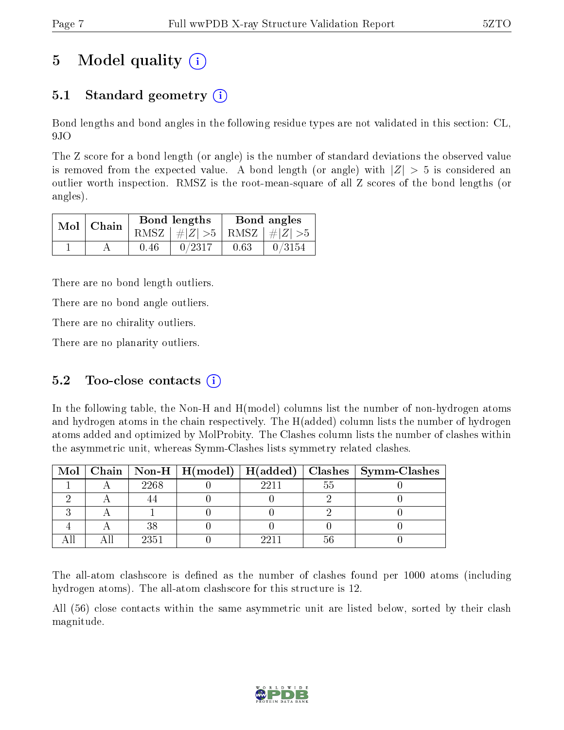# 5 Model quality

## 5.1 Standard geometry

Bond lengths and bond angles in the following residue types are not validated in this section: CL, 9JO

The Z score for a bond length (or angle) is the number of standard deviations the observed value is removed from the expected value. A bond length (or angle) with $|Z| > 5$ is considered an outlier worth inspection. RMSZ is the root-mean-square of all Z scores of the bond lengths (or angles).

| Mol | Chain | Bond lengths | | Bond angles | |
|---|---|---|---|---|---|
| | | RMSZ | $\#\|Z\| > 5$ | RMSZ | $\#\|Z\| > 5$ |
| 1 | A | 0.46 | 0/2317 | 0.63 | 0/3154 |

There are no bond length outliers.

There are no bond angle outliers.

There are no chirality outliers.

There are no planarity outliers.

## 5.2 Too-close contacts

In the following table, the Non-H and H(model) columns list the number of non-hydrogen atoms and hydrogen atoms in the chain respectively. The H(added) column lists the number of hydrogen atoms added and optimized by MolProbity. The Clashes column lists the number of clashes within the asymmetric unit, whereas Symm-Clashes lists symmetry related clashes.

| Mol | Chain | Non-H | H(model) | H(added) | Clashes | Symm-Clashes |
|---|---|---|---|---|---|---|
| 1 | A | 2268 | 0 | 2211 | 55 | 0 |
| 2 | A | 44 | 0 | 0 | 2 | 0 |
| 3 | A | 1 | 0 | 0 | 2 | 0 |
| 4 | A | 38 | 0 | 0 | 0 | 0 |
| All | All | 2351 | 0 | 2211 | 56 | 0 |

The all-atom clashscore is defined as the number of clashes found per 1000 atoms (including hydrogen atoms). The all-atom clashscore for this structure is 12.

All (56) close contacts within the same asymmetric unit are listed below, sorted by their clash magnitude.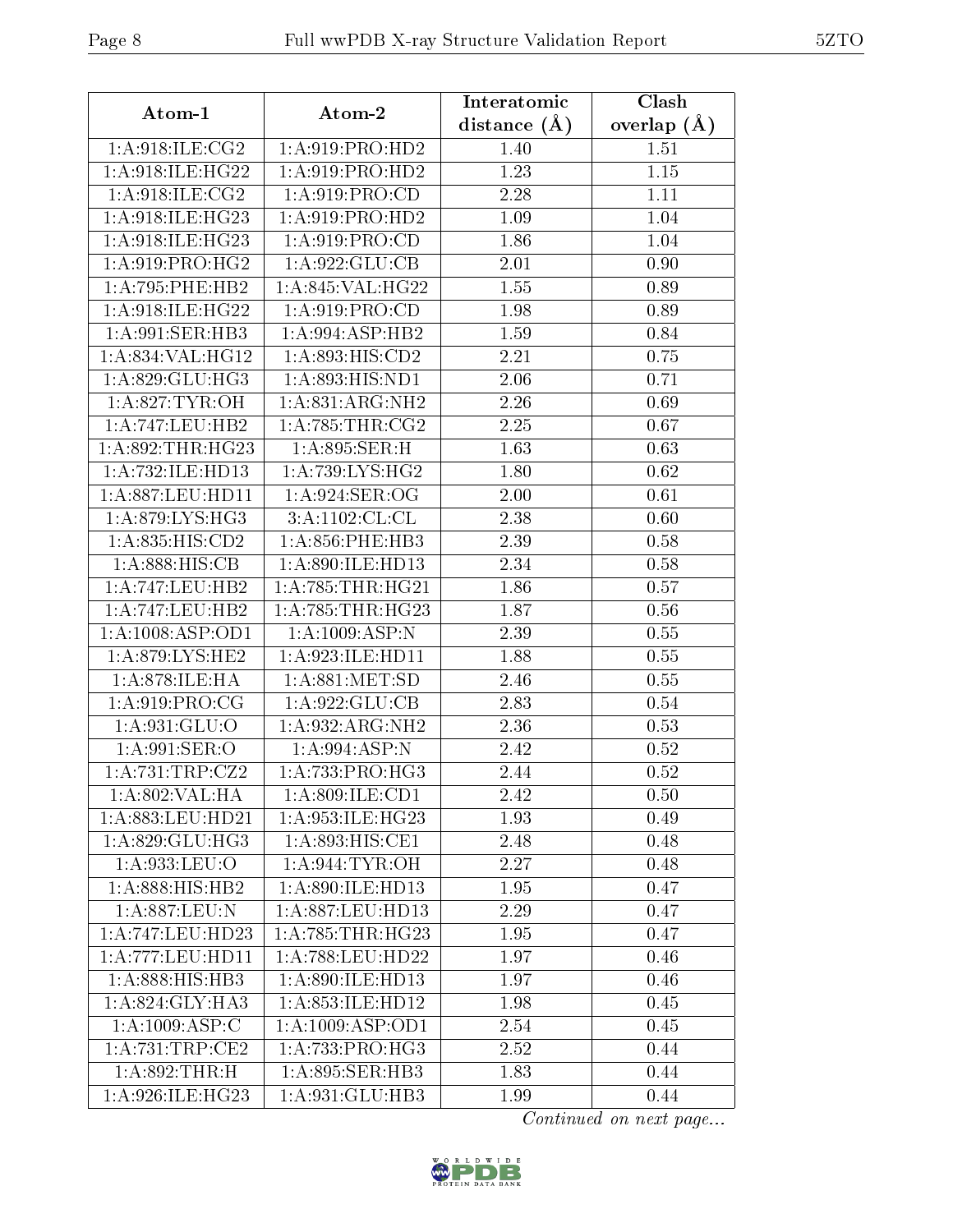| Atom-1 | Atom-2 | Interatomic distance (Å) | Clash overlap (Å) |
|---|---|---|---|
| 1:A:918:ILE:CG2 | 1:A:919:PRO:HD2 | 1.40 | 1.51 |
| 1:A:918:ILE:HG22 | 1:A:919:PRO:HD2 | 1.23 | 1.15 |
| 1:A:918:ILE:CG2 | 1:A:919:PRO:CD | 2.28 | 1.11 |
| 1:A:918:ILE:HG23 | 1:A:919:PRO:HD2 | 1.09 | 1.04 |
| 1:A:918:ILE:HG23 | 1:A:919:PRO:CD | 1.86 | 1.04 |
| 1:A:919:PRO:HG2 | 1:A:922:GLU:CB | 2.01 | 0.90 |
| 1:A:795:PHE:HB2 | 1:A:845:VAL:HG22 | 1.55 | 0.89 |
| 1:A:918:ILE:HG22 | 1:A:919:PRO:CD | 1.98 | 0.89 |
| 1:A:991:SER:HB3 | 1:A:994:ASP:HB2 | 1.59 | 0.84 |
| 1:A:834:VAL:HG12 | 1:A:893:HIS:CD2 | 2.21 | 0.75 |
| 1:A:829:GLU:HG3 | 1:A:893:HIS:ND1 | 2.06 | 0.71 |
| 1:A:827:TYR:OH | 1:A:831:ARG:NH2 | 2.26 | 0.69 |
| 1:A:747:LEU:HB2 | 1:A:785:THR:CG2 | 2.25 | 0.67 |
| 1:A:892:THR:HG23 | 1:A:895:SER:H | 1.63 | 0.63 |
| 1:A:732:ILE:HD13 | 1:A:739:LYS:HG2 | 1.80 | 0.62 |
| 1:A:887:LEU:HD11 | 1:A:924:SER:OG | 2.00 | 0.61 |
| 1:A:879:LYS:HG3 | 3:A:1102:CL:CL | 2.38 | 0.60 |
| 1:A:835:HIS:CD2 | 1:A:856:PHE:HB3 | 2.39 | 0.58 |
| 1:A:888:HIS:CB | 1:A:890:ILE:HD13 | 2.34 | 0.58 |
| 1:A:747:LEU:HB2 | 1:A:785:THR:HG21 | 1.86 | 0.57 |
| 1:A:747:LEU:HB2 | 1:A:785:THR:HG23 | 1.87 | 0.56 |
| 1:A:1008:ASP:OD1 | 1:A:1009:ASP:N | 2.39 | 0.55 |
| 1:A:879:LYS:HE2 | 1:A:923:ILE:HD11 | 1.88 | 0.55 |
| 1:A:878:ILE:HA | 1:A:881:MET:SD | 2.46 | 0.55 |
| 1:A:919:PRO:CG | 1:A:922:GLU:CB | 2.83 | 0.54 |
| 1:A:931:GLU:O | 1:A:932:ARG:NH2 | 2.36 | 0.53 |
| 1:A:991:SER:O | 1:A:994:ASP:N | 2.42 | 0.52 |
| 1:A:731:TRP:CZ2 | 1:A:733:PRO:HG3 | 2.44 | 0.52 |
| 1:A:802:VAL:HA | 1:A:809:ILE:CD1 | 2.42 | 0.50 |
| 1:A:883:LEU:HD21 | 1:A:953:ILE:HG23 | 1.93 | 0.49 |
| 1:A:829:GLU:HG3 | 1:A:893:HIS:CE1 | 2.48 | 0.48 |
| 1:A:933:LEU:O | 1:A:944:TYR:OH | 2.27 | 0.48 |
| 1:A:888:HIS:HB2 | 1:A:890:ILE:HD13 | 1.95 | 0.47 |
| 1:A:887:LEU:N | 1:A:887:LEU:HD13 | 2.29 | 0.47 |
| 1:A:747:LEU:HD23 | 1:A:785:THR:HG23 | 1.95 | 0.47 |
| 1:A:777:LEU:HD11 | 1:A:788:LEU:HD22 | 1.97 | 0.46 |
| 1:A:888:HIS:HB3 | 1:A:890:ILE:HD13 | 1.97 | 0.46 |
| 1:A:824:GLY:HA3 | 1:A:853:ILE:HD12 | 1.98 | 0.45 |
| 1:A:1009:ASP:C | 1:A:1009:ASP:OD1 | 2.54 | 0.45 |
| 1:A:731:TRP:CE2 | 1:A:733:PRO:HG3 | 2.52 | 0.44 |
| 1:A:892:THR:H | 1:A:895:SER:HB3 | 1.83 | 0.44 |
| 1:A:926:ILE:HG23 | 1:A:931:GLU:HB3 | 1.99 | 0.44 |

*Continued on next page...*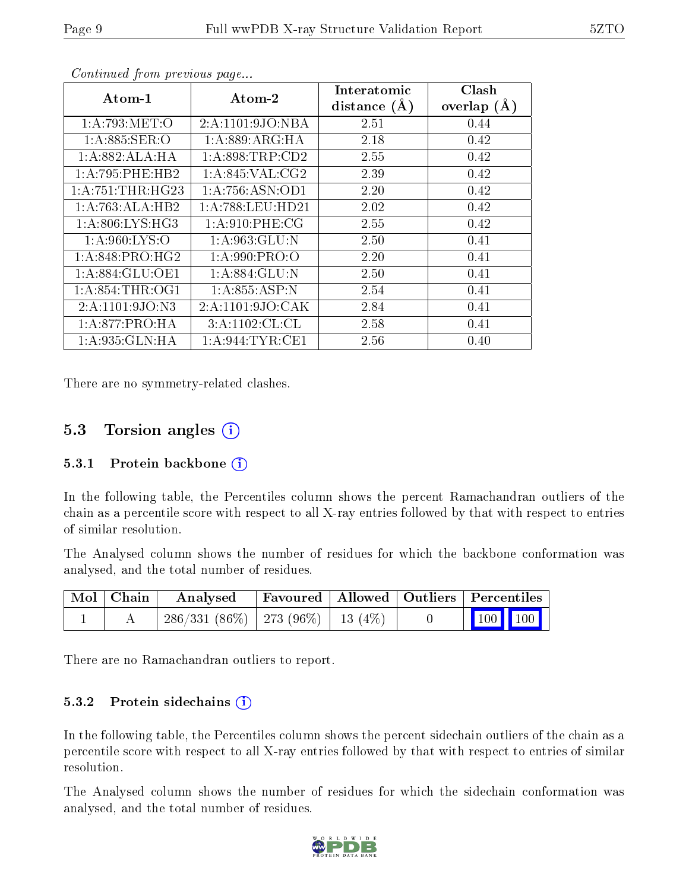*Continued from previous page...*

| Atom-1 | Atom-2 | Interatomic distance (Å) | Clash overlap (Å) |
|---|---|---|---|
| 1:A:793:MET:O | 2:A:1101:9JO:NBA | 2.51 | 0.44 |
| 1:A:885:SER:O | 1:A:889:ARG:HA | 2.18 | 0.42 |
| 1:A:882:ALA:HA | 1:A:898:TRP:CD2 | 2.55 | 0.42 |
| 1:A:795:PHE:HB2 | 1:A:845:VAL:CG2 | 2.39 | 0.42 |
| 1:A:751:THR:HG23 | 1:A:756:ASN:OD1 | 2.20 | 0.42 |
| 1:A:763:ALA:HB2 | 1:A:788:LEU:HD21 | 2.02 | 0.42 |
| 1:A:806:LYS:HG3 | 1:A:910:PHE:CG | 2.55 | 0.42 |
| 1:A:960:LYS:O | 1:A:963:GLU:N | 2.50 | 0.41 |
| 1:A:848:PRO:HG2 | 1:A:990:PRO:O | 2.20 | 0.41 |
| 1:A:884:GLU:OE1 | 1:A:884:GLU:N | 2.50 | 0.41 |
| 1:A:854:THR:OG1 | 1:A:855:ASP:N | 2.54 | 0.41 |
| 2:A:1101:9JO:N3 | 2:A:1101:9JO:CAK | 2.84 | 0.41 |
| 1:A:877:PRO:HA | 3:A:1102:CL:CL | 2.58 | 0.41 |
| 1:A:935:GLN:HA | 1:A:944:TYR:CE1 | 2.56 | 0.40 |

There are no symmetry-related clashes.

## 5.3 Torsion angles

### 5.3.1 Protein backbone

In the following table, the Percentiles column shows the percent Ramachandran outliers of the chain as a percentile score with respect to all X-ray entries followed by that with respect to entries of similar resolution.

The Analysed column shows the number of residues for which the backbone conformation was analysed, and the total number of residues.

| Mol | Chain | Analysed | Favoured | Allowed | Outliers | Percentiles |
|---|---|---|---|---|---|---|
| 1 | A | 286/331 (86%) | 273 (96%) | 13 (4%) | 0 | 100 100 |

There are no Ramachandran outliers to report.

### 5.3.2 Protein sidechains

In the following table, the Percentiles column shows the percent sidechain outliers of the chain as a percentile score with respect to all X-ray entries followed by that with respect to entries of similar resolution.

The Analysed column shows the number of residues for which the sidechain conformation was analysed, and the total number of residues.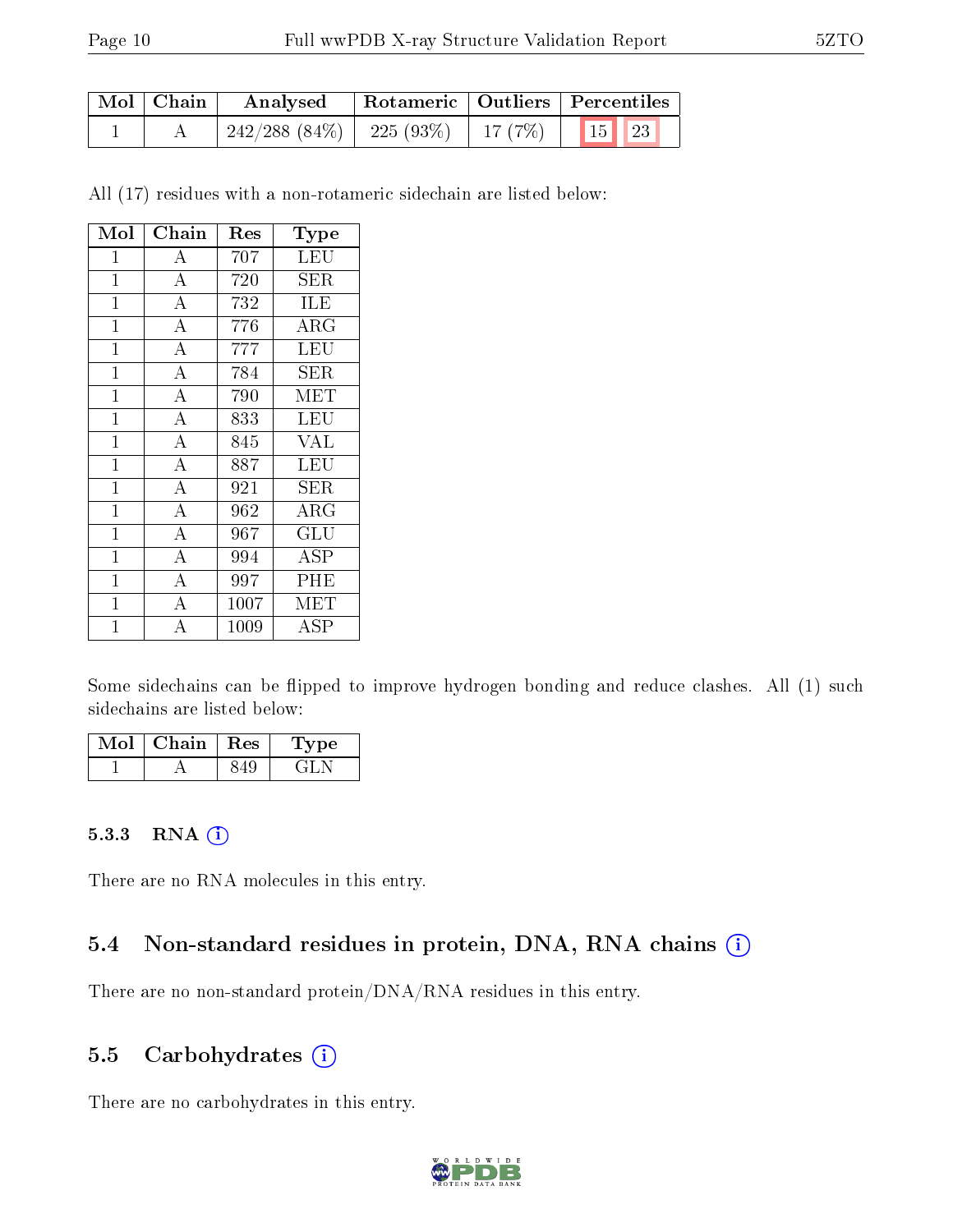| Mol | Chain | Analysed | Rotameric | Outliers | Percentiles | |
|---|---|---|---|---|---|---|
| 1 | A | 242/288 (84%) | 225 (93%) | 17 (7%) | 15 | 23 |

All (17) residues with a non-rotameric sidechain are listed below:

| Mol | Chain | Res | Type |
|---|---|---|---|
| 1 | A | 707 | LEU |
| 1 | A | 720 | SER |
| 1 | A | 732 | ILE |
| 1 | A | 776 | ARG |
| 1 | A | 777 | LEU |
| 1 | A | 784 | SER |
| 1 | A | 790 | MET |
| 1 | A | 833 | LEU |
| 1 | A | 845 | VAL |
| 1 | A | 887 | LEU |
| 1 | A | 921 | SER |
| 1 | A | 962 | ARG |
| 1 | A | 967 | GLU |
| 1 | A | 994 | ASP |
| 1 | A | 997 | PHE |
| 1 | A | 1007 | MET |
| 1 | A | 1009 | ASP |

Some sidechains can be flipped to improve hydrogen bonding and reduce clashes. All (1) such sidechains are listed below:

| Mol | Chain | Res | Type |
|---|---|---|---|
| 1 | A | 849 | GLN |

### 5.3.3 RNA (i)

There are no RNA molecules in this entry.

## 5.4 Non-standard residues in protein, DNA, RNA chains (i)

There are no non-standard protein/DNA/RNA residues in this entry.

## 5.5 Carbohydrates (i)

There are no carbohydrates in this entry.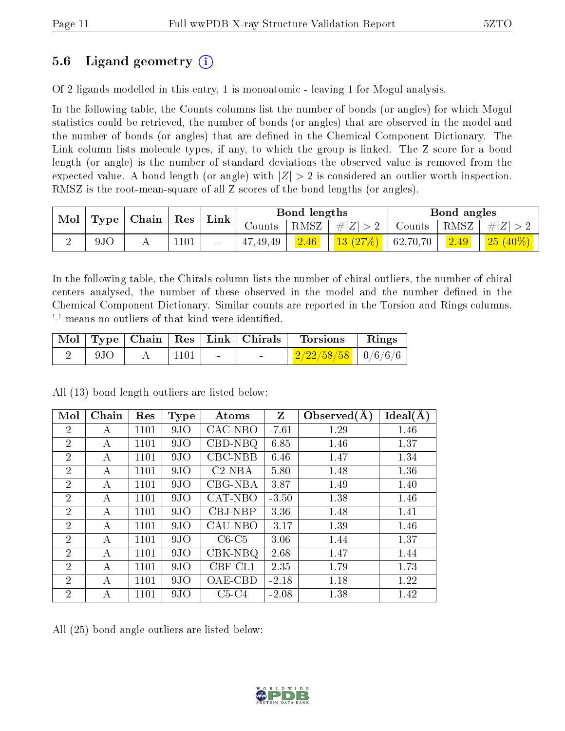## 5.6 Ligand geometry (i)

Of 2 ligands modelled in this entry, 1 is monoatomic - leaving 1 for Mogul analysis.

In the following table, the Counts columns list the number of bonds (or angles) for which Mogul statistics could be retrieved, the number of bonds (or angles) that are observed in the model and the number of bonds (or angles) that are defined in the Chemical Component Dictionary. The Link column lists molecule types, if any, to which the group is linked. The Z score for a bond length (or angle) is the number of standard deviations the observed value is removed from the expected value. A bond length (or angle) with $|Z| > 2$ is considered an outlier worth inspection. RMSZ is the root-mean-square of all Z scores of the bond lengths (or angles).

| Mol | Type | Chain | Res | Link | Bond lengths | | | Bond angles | | |
|---|---|---|---|---|---|---|---|---|---|---|
| | | | | | Counts | RMSZ | $\#\|Z\| > 2$ | Counts | RMSZ | $\#\|Z\| > 2$ |
| 2 | 9JO | A | 1101 | - | 47,49,49 | 2.46 | 13 (27%) | 62,70,70 | 2.49 | 25 (40%) |

In the following table, the Chirals column lists the number of chiral outliers, the number of chiral centers analysed, the number of these observed in the model and the number defined in the Chemical Component Dictionary. Similar counts are reported in the Torsion and Rings columns. '-' means no outliers of that kind were identified.

| Mol | Type | Chain | Res | Link | Chirals | Torsions | Rings |
|---|---|---|---|---|---|---|---|
| 2 | 9JO | A | 1101 | - | - | 2/22/58/58 | 0/6/6/6 |

All (13) bond length outliers are listed below:

| Mol | Chain | Res | Type | Atoms | Z | Observed(Å) | Ideal(Å) |
|---|---|---|---|---|---|---|---|
| 2 | A | 1101 | 9JO | CAC-NBO | -7.61 | 1.29 | 1.46 |
| 2 | A | 1101 | 9JO | CBD-NBQ | 6.85 | 1.46 | 1.37 |
| 2 | A | 1101 | 9JO | CBC-NBB | 6.46 | 1.47 | 1.34 |
| 2 | A | 1101 | 9JO | C2-NBA | 5.80 | 1.48 | 1.36 |
| 2 | A | 1101 | 9JO | CBG-NBA | 3.87 | 1.49 | 1.40 |
| 2 | A | 1101 | 9JO | CAT-NBO | -3.50 | 1.38 | 1.46 |
| 2 | A | 1101 | 9JO | CBJ-NBP | 3.36 | 1.48 | 1.41 |
| 2 | A | 1101 | 9JO | CAU-NBO | -3.17 | 1.39 | 1.46 |
| 2 | A | 1101 | 9JO | C6-C5 | 3.06 | 1.44 | 1.37 |
| 2 | A | 1101 | 9JO | CBK-NBQ | 2.68 | 1.47 | 1.44 |
| 2 | A | 1101 | 9JO | CBF-CL1 | 2.35 | 1.79 | 1.73 |
| 2 | A | 1101 | 9JO | OAE-CBD | -2.18 | 1.18 | 1.22 |
| 2 | A | 1101 | 9JO | C5-C4 | -2.08 | 1.38 | 1.42 |

All (25) bond angle outliers are listed below: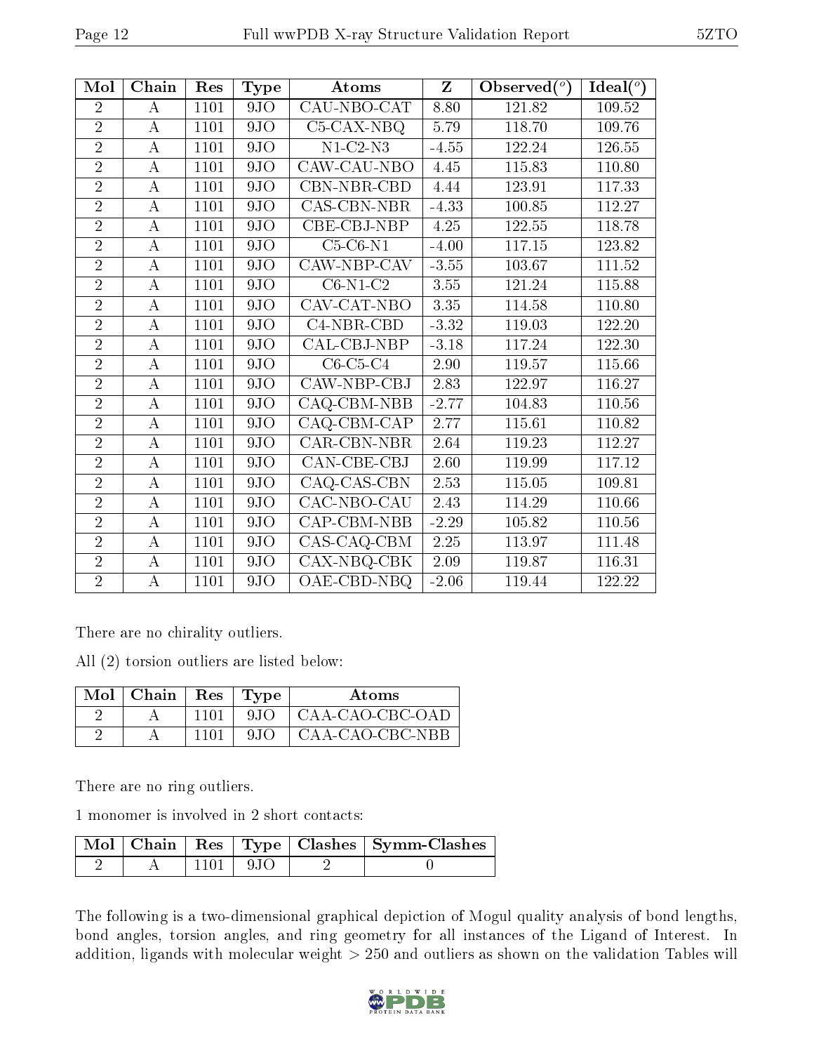| Mol | Chain | Res | Type | Atoms | Z | Observed(°) | Ideal(°) |
|---|---|---|---|---|---|---|---|
| 2 | A | 1101 | 9JO | CAU-NBO-CAT | 8.80 | 121.82 | 109.52 |
| 2 | A | 1101 | 9JO | C5-CAX-NBQ | 5.79 | 118.70 | 109.76 |
| 2 | A | 1101 | 9JO | N1-C2-N3 | -4.55 | 122.24 | 126.55 |
| 2 | A | 1101 | 9JO | CAW-CAU-NBO | 4.45 | 115.83 | 110.80 |
| 2 | A | 1101 | 9JO | CBN-NBR-CBD | 4.44 | 123.91 | 117.33 |
| 2 | A | 1101 | 9JO | CAS-CBN-NBR | -4.33 | 100.85 | 112.27 |
| 2 | A | 1101 | 9JO | CBE-CBJ-NBP | 4.25 | 122.55 | 118.78 |
| 2 | A | 1101 | 9JO | C5-C6-N1 | -4.00 | 117.15 | 123.82 |
| 2 | A | 1101 | 9JO | CAW-NBP-CAV | -3.55 | 103.67 | 111.52 |
| 2 | A | 1101 | 9JO | C6-N1-C2 | 3.55 | 121.24 | 115.88 |
| 2 | A | 1101 | 9JO | CAV-CAT-NBO | 3.35 | 114.58 | 110.80 |
| 2 | A | 1101 | 9JO | C4-NBR-CBD | -3.32 | 119.03 | 122.20 |
| 2 | A | 1101 | 9JO | CAL-CBJ-NBP | -3.18 | 117.24 | 122.30 |
| 2 | A | 1101 | 9JO | C6-C5-C4 | 2.90 | 119.57 | 115.66 |
| 2 | A | 1101 | 9JO | CAW-NBP-CBJ | 2.83 | 122.97 | 116.27 |
| 2 | A | 1101 | 9JO | CAQ-CBM-NBB | -2.77 | 104.83 | 110.56 |
| 2 | A | 1101 | 9JO | CAQ-CBM-CAP | 2.77 | 115.61 | 110.82 |
| 2 | A | 1101 | 9JO | CAR-CBN-NBR | 2.64 | 119.23 | 112.27 |
| 2 | A | 1101 | 9JO | CAN-CBE-CBJ | 2.60 | 119.99 | 117.12 |
| 2 | A | 1101 | 9JO | CAQ-CAS-CBN | 2.53 | 115.05 | 109.81 |
| 2 | A | 1101 | 9JO | CAC-NBO-CAU | 2.43 | 114.29 | 110.66 |
| 2 | A | 1101 | 9JO | CAP-CBM-NBB | -2.29 | 105.82 | 110.56 |
| 2 | A | 1101 | 9JO | CAS-CAQ-CBM | 2.25 | 113.97 | 111.48 |
| 2 | A | 1101 | 9JO | CAX-NBQ-CBK | 2.09 | 119.87 | 116.31 |
| 2 | A | 1101 | 9JO | OAE-CBD-NBQ | -2.06 | 119.44 | 122.22 |

There are no chirality outliers.

All (2) torsion outliers are listed below:

| Mol | Chain | Res | Type | Atoms |
|---|---|---|---|---|
| 2 | A | 1101 | 9JO | CAA-CAO-CBC-OAD |
| 2 | A | 1101 | 9JO | CAA-CAO-CBC-NBB |

There are no ring outliers.

1 monomer is involved in 2 short contacts:

| Mol | Chain | Res | Type | Clashes | Symm-Clashes |
|---|---|---|---|---|---|
| 2 | A | 1101 | 9JO | 2 | 0 |

The following is a two-dimensional graphical depiction of Mogul quality analysis of bond lengths, bond angles, torsion angles, and ring geometry for all instances of the Ligand of Interest. In addition, ligands with molecular weight > 250 and outliers as shown on the validation Tables will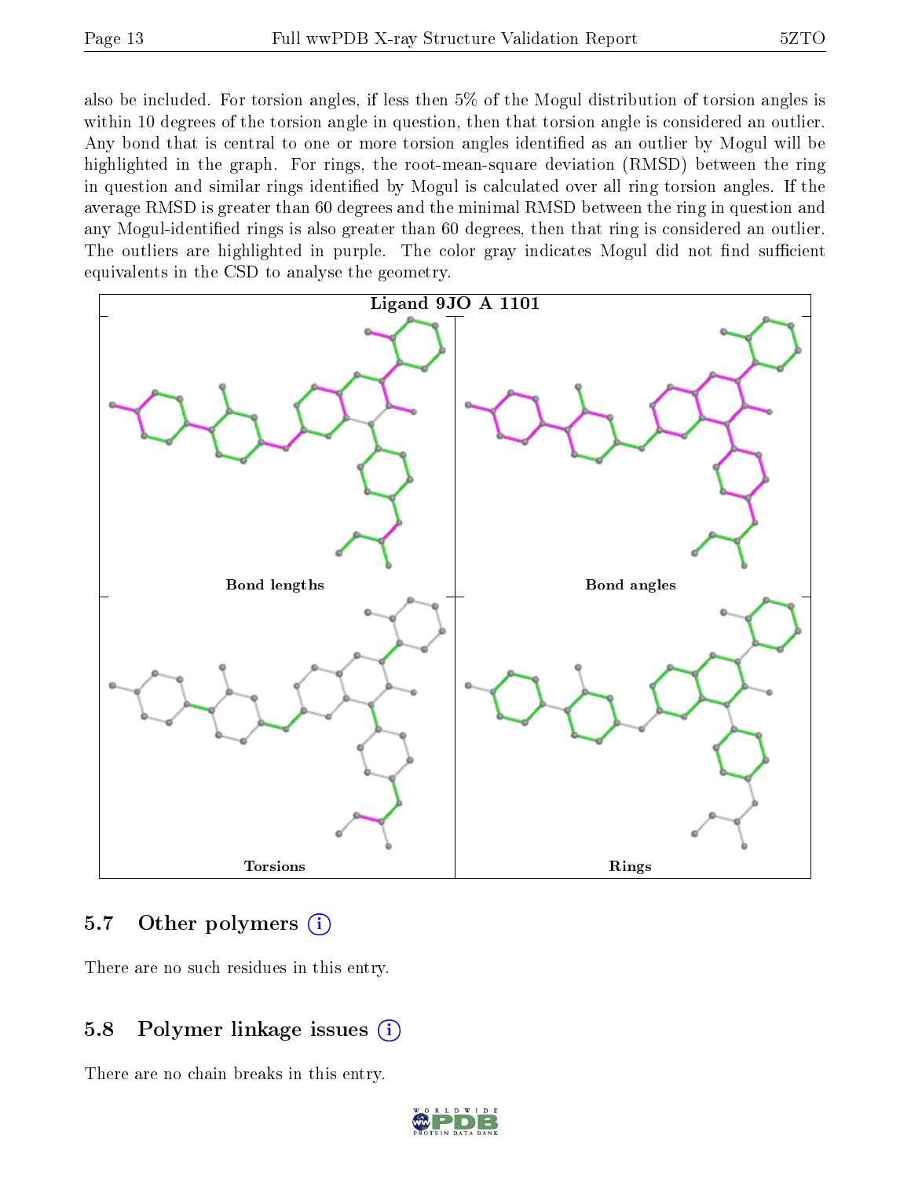also be included. For torsion angles, if less then 5% of the Mogul distribution of torsion angles is within 10 degrees of the torsion angle in question, then that torsion angle is considered an outlier. Any bond that is central to one or more torsion angles identified as an outlier by Mogul will be highlighted in the graph. For rings, the root-mean-square deviation (RMSD) between the ring in question and similar rings identified by Mogul is calculated over all ring torsion angles. If the average RMSD is greater than 60 degrees and the minimal RMSD between the ring in question and any Mogul-identified rings is also greater than 60 degrees, then that ring is considered an outlier. The outliers are highlighted in purple. The color gray indicates Mogul did not find sufficient equivalents in the CSD to analyse the geometry.

**Ligand 9JO A 1101**

Bond lengths | Bond angles | Torsions | Rings

## 5.7 Other polymers

There are no such residues in this entry.

## 5.8 Polymer linkage issues

There are no chain breaks in this entry.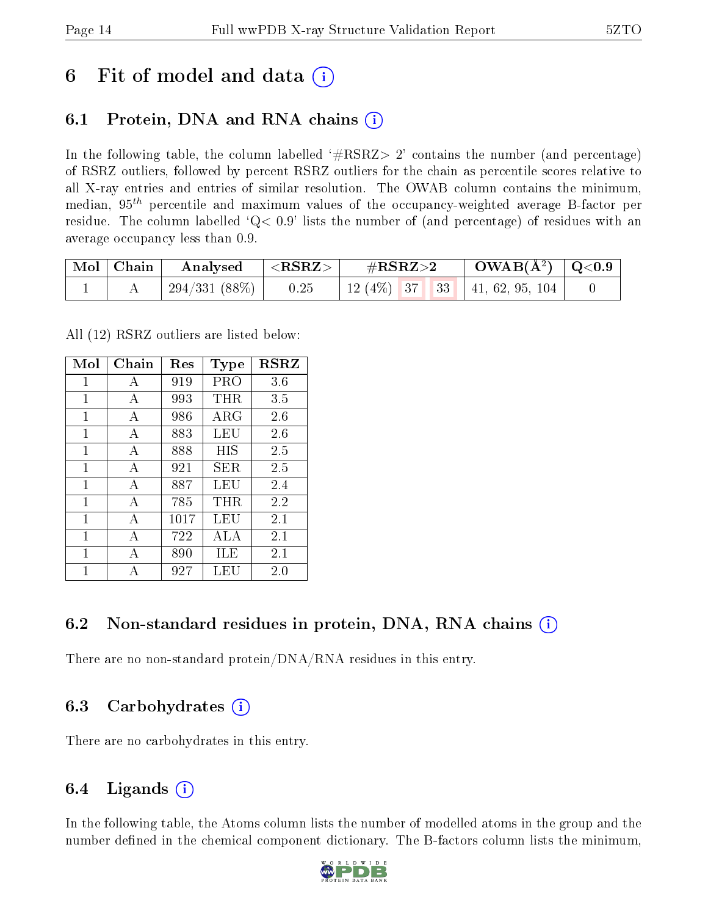# 6 Fit of model and data (i)

## 6.1 Protein, DNA and RNA chains (i)

In the following table, the column labelled '#RSRZ> 2' contains the number (and percentage) of RSRZ outliers, followed by percent RSRZ outliers for the chain as percentile scores relative to all X-ray entries and entries of similar resolution. The OWAB column contains the minimum, median, $95^{th}$ percentile and maximum values of the occupancy-weighted average B-factor per residue. The column labelled 'Q< 0.9' lists the number of (and percentage) of residues with an average occupancy less than 0.9.

| Mol | Chain | Analysed | <RSRZ> | #RSRZ>2 | | | OWAB(Å$^2$) | Q<0.9 |
|---|---|---|---|---|---|---|---|---|
| 1 | A | 294/331 (88%) | 0.25 | 12 (4%) | 37 | 33 | 41, 62, 95, 104 | 0 |

All (12) RSRZ outliers are listed below:

| Mol | Chain | Res | Type | RSRZ |
|---|---|---|---|---|
| 1 | A | 919 | PRO | 3.6 |
| 1 | A | 993 | THR | 3.5 |
| 1 | A | 986 | ARG | 2.6 |
| 1 | A | 883 | LEU | 2.6 |
| 1 | A | 888 | HIS | 2.5 |
| 1 | A | 921 | SER | 2.5 |
| 1 | A | 887 | LEU | 2.4 |
| 1 | A | 785 | THR | 2.2 |
| 1 | A | 1017 | LEU | 2.1 |
| 1 | A | 722 | ALA | 2.1 |
| 1 | A | 890 | ILE | 2.1 |
| 1 | A | 927 | LEU | 2.0 |

## 6.2 Non-standard residues in protein, DNA, RNA chains (i)

There are no non-standard protein/DNA/RNA residues in this entry.

## 6.3 Carbohydrates (i)

There are no carbohydrates in this entry.

## 6.4 Ligands (i)

In the following table, the Atoms column lists the number of modelled atoms in the group and the number defined in the chemical component dictionary. The B-factors column lists the minimum,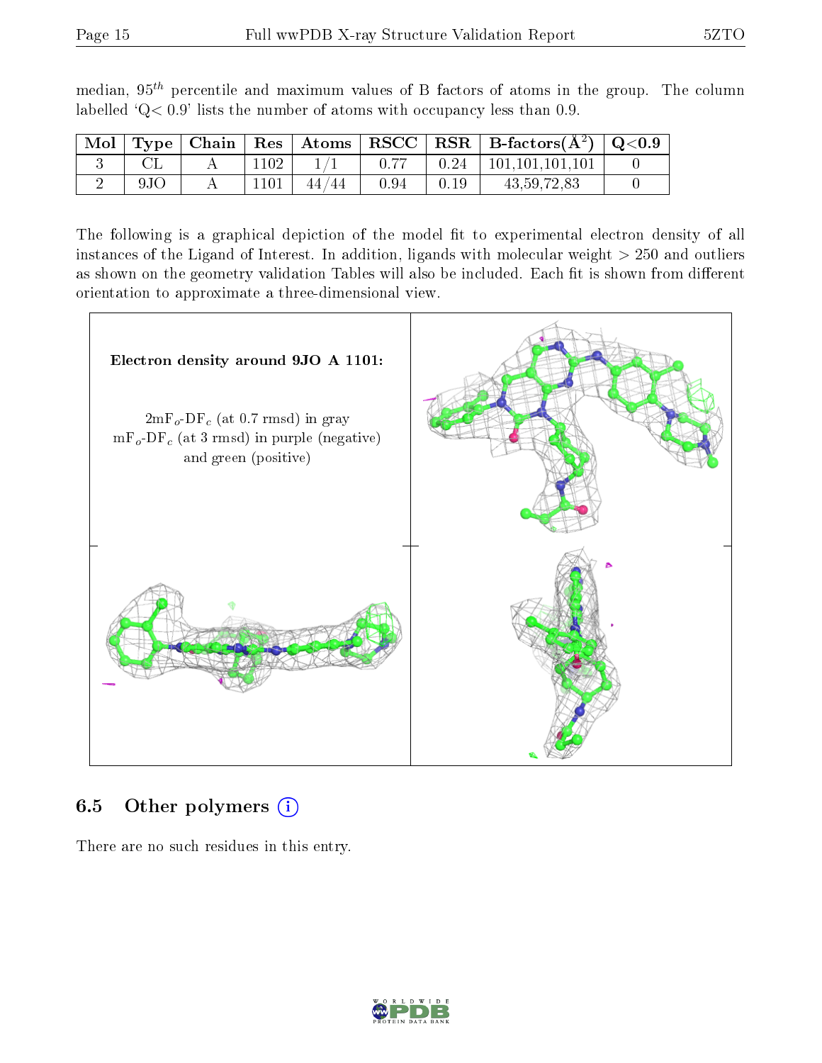median, $95^{th}$ percentile and maximum values of B factors of atoms in the group. The column labelled 'Q< 0.9' lists the number of atoms with occupancy less than 0.9.

| Mol | Type | Chain | Res | Atoms | RSCC | RSR | B-factors($Å^2$) | Q<0.9 |
|---|---|---|---|---|---|---|---|---|
| 3 | CL | A | 1102 | 1/1 | 0.77 | 0.24 | 101,101,101,101 | 0 |
| 2 | 9JO | A | 1101 | 44/44 | 0.94 | 0.19 | 43,59,72,83 | 0 |

The following is a graphical depiction of the model fit to experimental electron density of all instances of the Ligand of Interest. In addition, ligands with molecular weight > 250 and outliers as shown on the geometry validation Tables will also be included. Each fit is shown from different orientation to approximate a three-dimensional view.

Electron density around 9JO A 1101:

$2mF_o$-$DF_c$ (at 0.7 rmsd) in gray
$mF_o$-$DF_c$ (at 3 rmsd) in purple (negative) and green (positive)

## 6.5 Other polymers

There are no such residues in this entry.